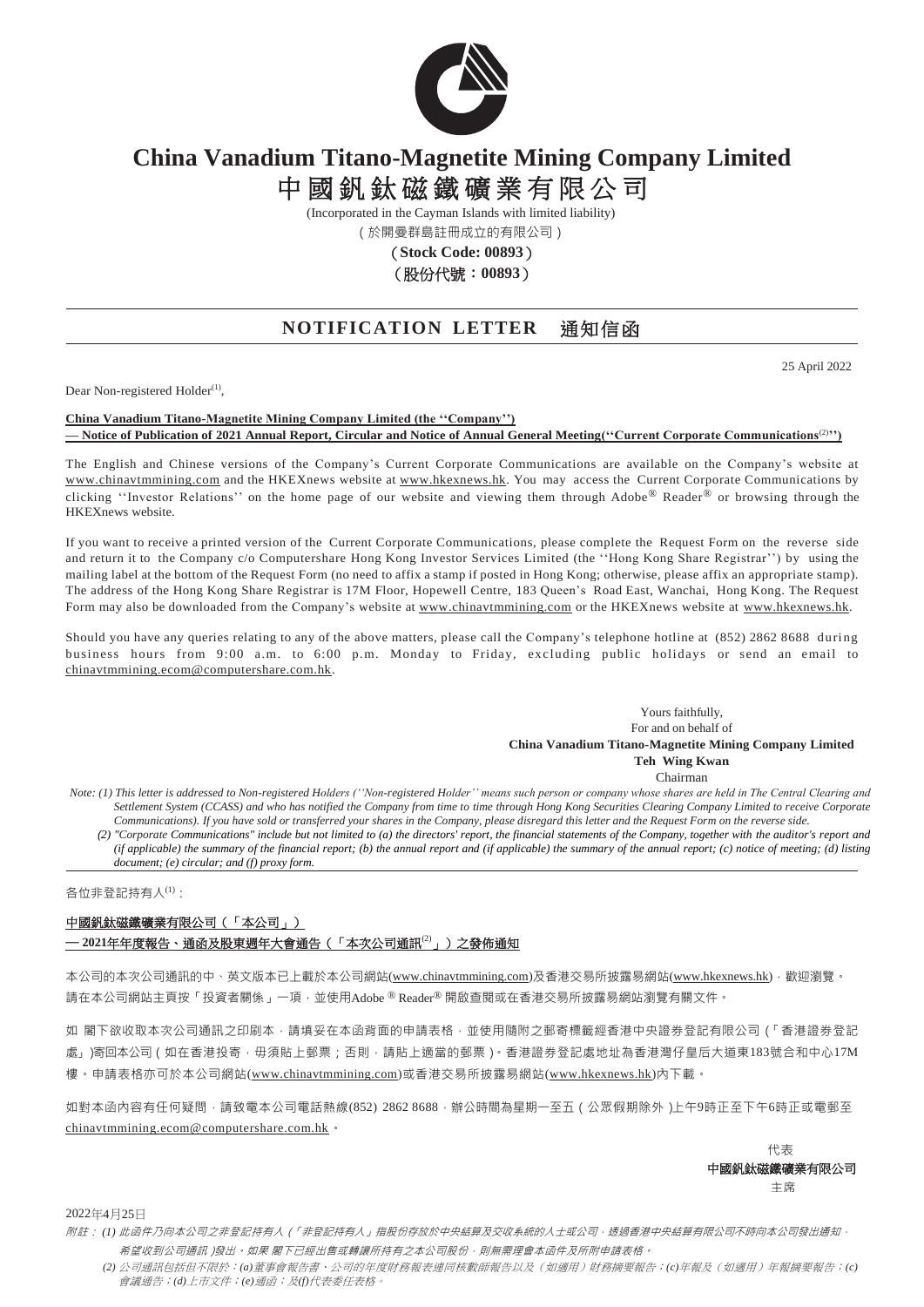# China Vanadium Titano-Magnetite Mining Company Limited

# 中國釩鈦磁鐵礦業有限公司

(Incorporated in the Cayman Islands with limited liability)

(於開曼群島註冊成立的有限公司)

(**Stock Code: 00893**)

(**股份代號：00893**)

## NOTIFICATION LETTER 通知信函

25 April 2022

Dear Non-registered Holder[1],

**China Vanadium Titano-Magnetite Mining Company Limited (the ''Company'')**
**— Notice of Publication of 2021 Annual Report, Circular and Notice of Annual General Meeting(''Current Corporate Communications[2]'')**

The English and Chinese versions of the Company's Current Corporate Communications are available on the Company's website at www.chinavtmmining.com and the HKEXnews website at www.hkexnews.hk. You may access the Current Corporate Communications by clicking ''Investor Relations'' on the home page of our website and viewing them through Adobe® Reader® or browsing through the HKEXnews website.

If you want to receive a printed version of the Current Corporate Communications, please complete the Request Form on the reverse side and return it to the Company c/o Computershare Hong Kong Investor Services Limited (the ''Hong Kong Share Registrar'') by using the mailing label at the bottom of the Request Form (no need to affix a stamp if posted in Hong Kong; otherwise, please affix an appropriate stamp). The address of the Hong Kong Share Registrar is 17M Floor, Hopewell Centre, 183 Queen's Road East, Wanchai, Hong Kong. The Request Form may also be downloaded from the Company's website at www.chinavtmmining.com or the HKEXnews website at www.hkexnews.hk.

Should you have any queries relating to any of the above matters, please call the Company's telephone hotline at (852) 2862 8688 during business hours from 9:00 a.m. to 6:00 p.m. Monday to Friday, excluding public holidays or send an email to chinavtmmining.ecom@computershare.com.hk.

Yours faithfully,
For and on behalf of
**China Vanadium Titano-Magnetite Mining Company Limited**
**Teh Wing Kwan**
Chairman

*Note: (1) This letter is addressed to Non-registered Holders (''Non-registered Holder'' means such person or company whose shares are held in The Central Clearing and Settlement System (CCASS) and who has notified the Company from time to time through Hong Kong Securities Clearing Company Limited to receive Corporate Communications). If you have sold or transferred your shares in the Company, please disregard this letter and the Request Form on the reverse side.*

*(2) "Corporate Communications" include but not limited to (a) the directors' report, the financial statements of the Company, together with the auditor's report and (if applicable) the summary of the financial report; (b) the annual report and (if applicable) the summary of the annual report; (c) notice of meeting; (d) listing document; (e) circular; and (f) proxy form.*

---

各位非登記持有人[1]：

**中國釩鈦磁鐵礦業有限公司（「本公司」）**
**— 2021年年度報告、通函及股東週年大會通告（「本次公司通訊[2]」）之發佈通知**

本公司的本次公司通訊的中、英文版本已上載於本公司網站(www.chinavtmmining.com)及香港交易所披露易網站(www.hkexnews.hk)，歡迎瀏覽。請在本公司網站主頁按「投資者關係」一項，並使用Adobe® Reader®開啟查閱或在香港交易所披露易網站瀏覽有關文件。

如 閣下欲收取本次公司通訊之印刷本，請填妥在本函背面的申請表格，並使用隨附之郵寄標籤經香港中央證券登記有限公司（「香港證券登記處」)寄回本公司（如在香港投寄，毋須貼上郵票；否則，請貼上適當的郵票）。香港證券登記處地址為香港灣仔皇后大道東183號合和中心17M樓。申請表格亦可於本公司網站(www.chinavtmmining.com)或香港交易所披露易網站(www.hkexnews.hk)內下載。

如對本函內容有任何疑問，請致電本公司電話熱線(852) 2862 8688，辦公時間為星期一至五（公眾假期除外）上午9時正至下午6時正或電郵至chinavtmmining.ecom@computershare.com.hk。

代表
**中國釩鈦磁鐵礦業有限公司**
主席

2022年4月25日

*附註：(1) 此函件乃向本公司之非登記持有人（「非登記持有人」指股份存放於中央結算及交收系統的人士或公司，透過香港中央結算有限公司不時向本公司發出通知，希望收到公司通訊）發出。如果 閣下已經出售或轉讓所持有之本公司股份，則無需理會本函件及所附申請表格。*

*(2) 公司通訊包括但不限於：(a)董事會報告書、公司的年度財務報表連同核數師報告以及（如適用）財務摘要報告；(c)年報及（如適用）年報摘要報告；(c)會議通告；(d)上市文件；(e)通函；及(f)代表委任表格。*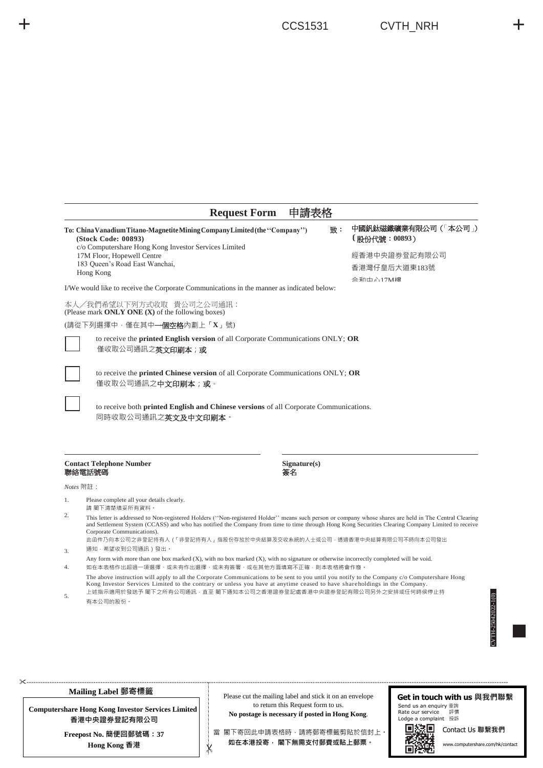## Request Form 申請表格

**To: China Vanadium Titano-Magnetite Mining Company Limited (the "Company")**
**(Stock Code: 00893)**
c/o Computershare Hong Kong Investor Services Limited
17M Floor, Hopewell Centre
183 Queen's Road East Wanchai,
Hong Kong

致：**中國釩鈦磁鐵礦業有限公司（「本公司」）**
**（股份代號：00893）**
經香港中央證券登記有限公司
香港灣仔皇后大道東183號
合和中心17M樓

I/We would like to receive the Corporate Communications in the manner as indicated below:

本人／我們希望以下列方式收取 貴公司之公司通訊：

(Please mark **ONLY ONE (X)** of the following boxes)

(請從下列選擇中，僅在其中**一個空格**內劃上「**X**」號)

☐ to receive the **printed English version** of all Corporate Communications ONLY; **OR**
僅收取公司通訊之**英文印刷本；或**

☐ to receive the **printed Chinese version** of all Corporate Communications ONLY; **OR**
僅收取公司通訊之**中文印刷本；或**。

☐ to receive both **printed English and Chinese versions** of all Corporate Communications.
同時收取公司通訊之**英文及中文印刷本**。

**Contact Telephone Number**
**聯絡電話號碼**

**Signature(s)**
**簽名**

*Notes* 附註：

1. Please complete all your details clearly.
請 閣下清楚填妥所有資料。
2. This letter is addressed to Non-registered Holders ("Non-registered Holder" means such person or company whose shares are held in The Central Clearing and Settlement System (CCASS) and who has notified the Company from time to time through Hong Kong Securities Clearing Company Limited to receive Corporate Communications).
此函件乃向本公司之非登記持有人（「非登記持有人」指股份存放於中央結算及交收系統的人士或公司，透過香港中央結算有限公司不時向本公司發出通知，希望收到公司通訊）發出。
3. Any form with more than one box marked (X), with no box marked (X), with no signature or otherwise incorrectly completed will be void.
4. 如在本表格作出超過一項選擇、或未有作出選擇、或未有簽署、或在其他方面填寫不正確，則本表格將會作廢。
The above instruction will apply to all the Corporate Communications to be sent to you until you notify to the Company c/o Computershare Hong Kong Investor Services Limited to the contrary or unless you have at anytime ceased to have shareholdings in the Company.
5. 上述指示適用於發送予 閣下之所有公司通訊，直至 閣下通知本公司之香港證券登記處香港中央證券登記有限公司另外之安排或任何時候停止持有本公司的股份。

CVTH-25042022-1(0)

**Mailing Label 郵寄標籤**

**Computershare Hong Kong Investor Services Limited**
**香港中央證券登記有限公司**
**Freepost No. 簡便回郵號碼：37**
**Hong Kong 香港**

Please cut the mailing label and stick it on an envelope to return this Request form to us.
**No postage is necessary if posted in Hong Kong**.

當 閣下寄回此申請表格時，請將郵寄標籤剪貼於信封上。
**如在本港投寄， 閣下無需支付郵費或貼上郵票。**

**Get in touch with us 與我們聯繫**
Send us an enquiry 查詢
Rate our service 評價
Lodge a complaint 投訴
Contact Us 聯繫我們
www.computershare.com/hk/contact